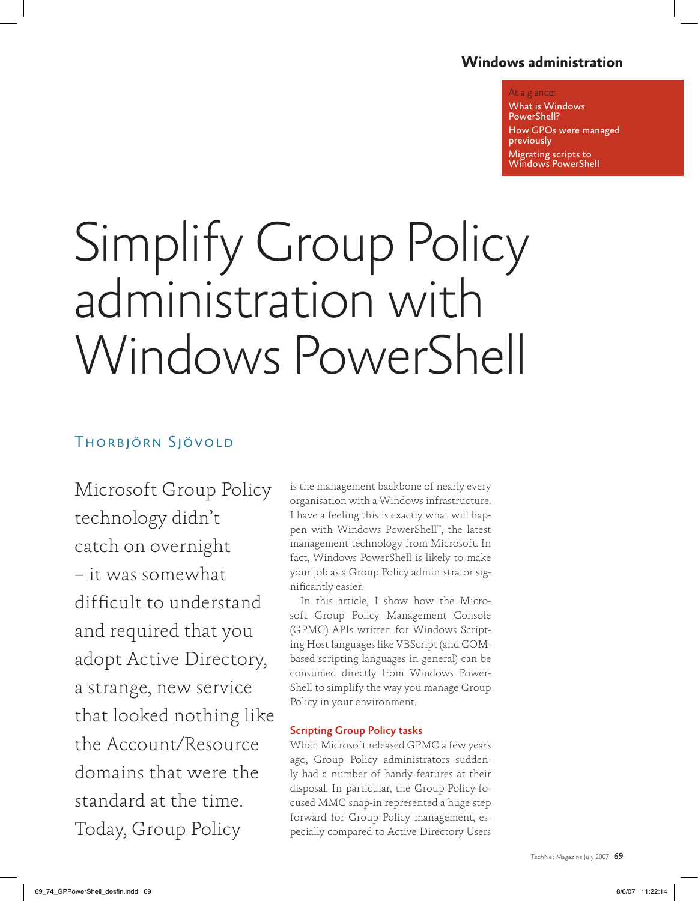## Windows administration

At a glance:

- What is Windows PowerShell?
- How GPOs were managed previously
- Migrating scripts to Windows PowerShell

# Simplify Group Policy administration with Windows PowerShell

Thorbjörn Sjövold

Microsoft Group Policy technology didn't catch on overnight – it was somewhat difficult to understand and required that you adopt Active Directory, a strange, new service that looked nothing like the Account/Resource domains that were the standard at the time. Today, Group Policy is the management backbone of nearly every organisation with a Windows infrastructure. I have a feeling this is exactly what will happen with Windows PowerShell™, the latest management technology from Microsoft. In fact, Windows PowerShell is likely to make your job as a Group Policy administrator significantly easier.

In this article, I show how the Microsoft Group Policy Management Console (GPMC) APIs written for Windows Scripting Host languages like VBScript (and COM-based scripting languages in general) can be consumed directly from Windows PowerShell to simplify the way you manage Group Policy in your environment.

### Scripting Group Policy tasks

When Microsoft released GPMC a few years ago, Group Policy administrators suddenly had a number of handy features at their disposal. In particular, the Group-Policy-focused MMC snap-in represented a huge step forward for Group Policy management, especially compared to Active Directory Users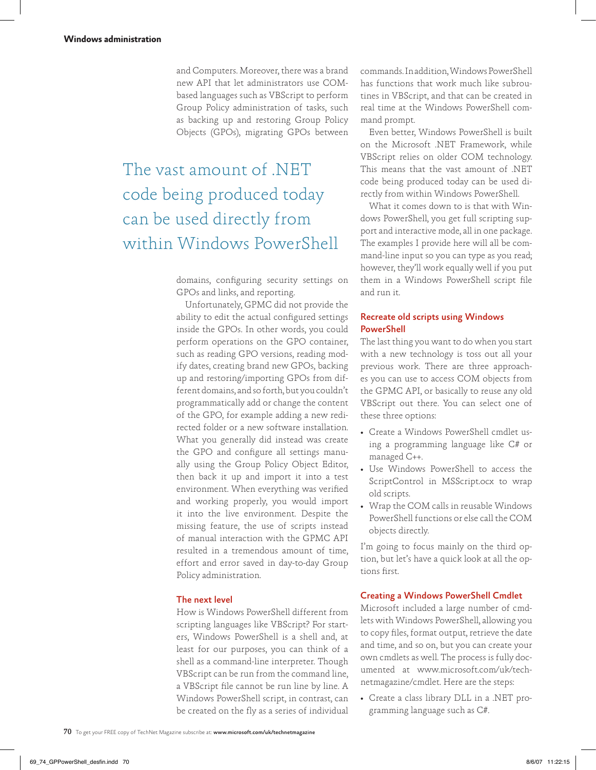and Computers. Moreover, there was a brand new API that let administrators use COM-based languages such as VBScript to perform Group Policy administration of tasks, such as backing up and restoring Group Policy Objects (GPOs), migrating GPOs between domains, configuring security settings on GPOs and links, and reporting.

> The vast amount of .NET code being produced today can be used directly from within Windows PowerShell

Unfortunately, GPMC did not provide the ability to edit the actual configured settings inside the GPOs. In other words, you could perform operations on the GPO container, such as reading GPO versions, reading modify dates, creating brand new GPOs, backing up and restoring/importing GPOs from different domains, and so forth, but you couldn't programmatically add or change the content of the GPO, for example adding a new redirected folder or a new software installation. What you generally did instead was create the GPO and configure all settings manually using the Group Policy Object Editor, then back it up and import it into a test environment. When everything was verified and working properly, you would import it into the live environment. Despite the missing feature, the use of scripts instead of manual interaction with the GPMC API resulted in a tremendous amount of time, effort and error saved in day-to-day Group Policy administration.

## The next level

How is Windows PowerShell different from scripting languages like VBScript? For starters, Windows PowerShell is a shell and, at least for our purposes, you can think of a shell as a command-line interpreter. Though VBScript can be run from the command line, a VBScript file cannot be run line by line. A Windows PowerShell script, in contrast, can be created on the fly as a series of individual commands. In addition, Windows PowerShell has functions that work much like subroutines in VBScript, and that can be created in real time at the Windows PowerShell command prompt.

Even better, Windows PowerShell is built on the Microsoft .NET Framework, while VBScript relies on older COM technology. This means that the vast amount of .NET code being produced today can be used directly from within Windows PowerShell.

What it comes down to is that with Windows PowerShell, you get full scripting support and interactive mode, all in one package. The examples I provide here will all be command-line input so you can type as you read; however, they'll work equally well if you put them in a Windows PowerShell script file and run it.

## Recreate old scripts using Windows PowerShell

The last thing you want to do when you start with a new technology is toss out all your previous work. There are three approaches you can use to access COM objects from the GPMC API, or basically to reuse any old VBScript out there. You can select one of these three options:

- Create a Windows PowerShell cmdlet using a programming language like C# or managed C++.
- Use Windows PowerShell to access the ScriptControl in MSScript.ocx to wrap old scripts.
- Wrap the COM calls in reusable Windows PowerShell functions or else call the COM objects directly.

I'm going to focus mainly on the third option, but let's have a quick look at all the options first.

## Creating a Windows PowerShell Cmdlet

Microsoft included a large number of cmdlets with Windows PowerShell, allowing you to copy files, format output, retrieve the date and time, and so on, but you can create your own cmdlets as well. The process is fully documented at www.microsoft.com/uk/technetmagazine/cmdlet. Here are the steps:

- Create a class library DLL in a .NET programming language such as C#.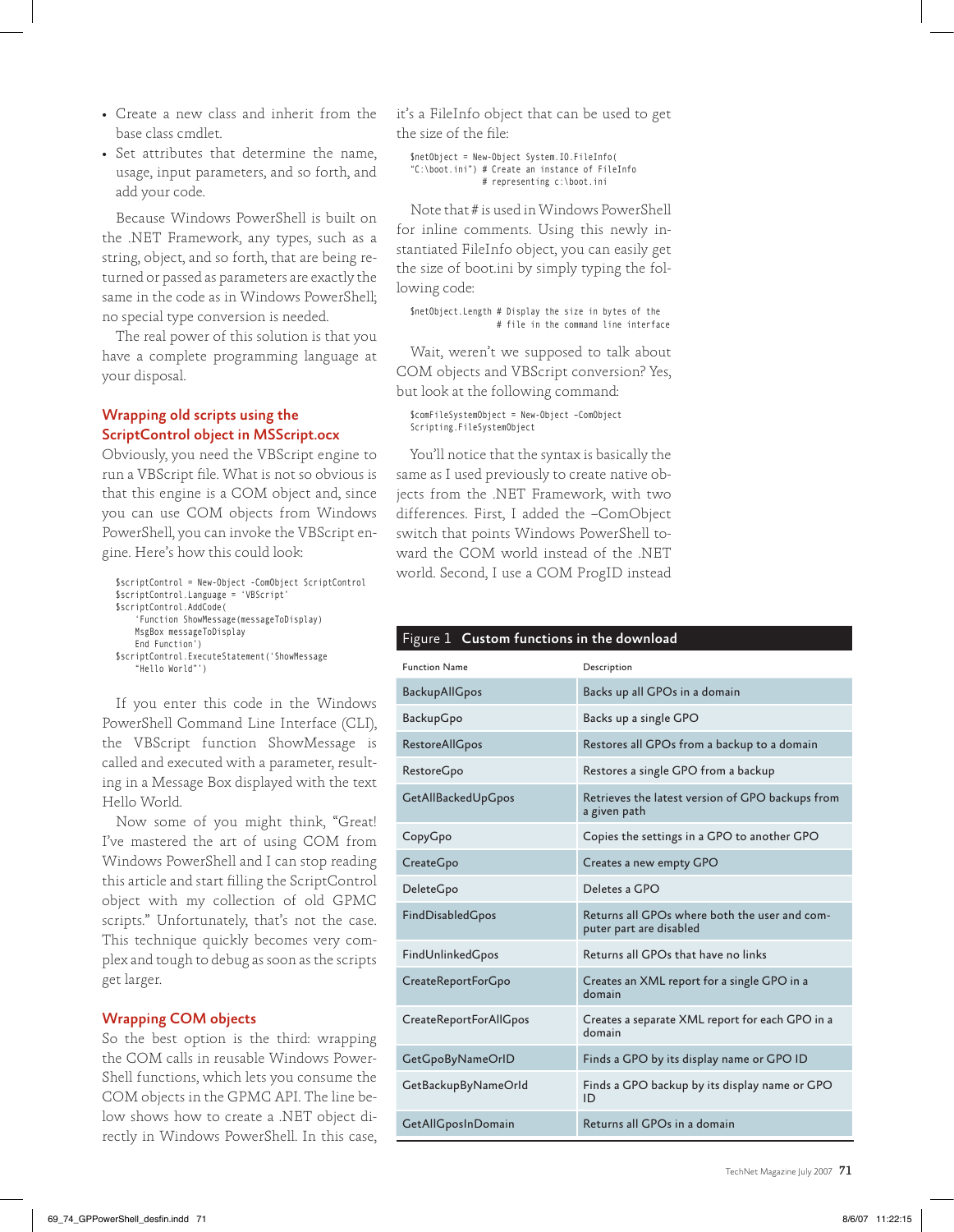- Create a new class and inherit from the base class cmdlet.
- Set attributes that determine the name, usage, input parameters, and so forth, and add your code.

Because Windows PowerShell is built on the .NET Framework, any types, such as a string, object, and so forth, that are being returned or passed as parameters are exactly the same in the code as in Windows PowerShell; no special type conversion is needed.

The real power of this solution is that you have a complete programming language at your disposal.

## Wrapping old scripts using the ScriptControl object in MSScript.ocx

Obviously, you need the VBScript engine to run a VBScript file. What is not so obvious is that this engine is a COM object and, since you can use COM objects from Windows PowerShell, you can invoke the VBScript engine. Here's how this could look:

```
$scriptControl = New-Object -ComObject ScriptControl
$scriptControl.Language = 'VBScript'
$scriptControl.AddCode(
    'Function ShowMessage(messageToDisplay)
    MsgBox messageToDisplay
    End Function')
$scriptControl.ExecuteStatement('ShowMessage
    "Hello World"')
```

If you enter this code in the Windows PowerShell Command Line Interface (CLI), the VBScript function ShowMessage is called and executed with a parameter, resulting in a Message Box displayed with the text Hello World.

Now some of you might think, "Great! I've mastered the art of using COM from Windows PowerShell and I can stop reading this article and start filling the ScriptControl object with my collection of old GPMC scripts." Unfortunately, that's not the case. This technique quickly becomes very complex and tough to debug as soon as the scripts get larger.

## Wrapping COM objects

So the best option is the third: wrapping the COM calls in reusable Windows PowerShell functions, which lets you consume the COM objects in the GPMC API. The line below shows how to create a .NET object directly in Windows PowerShell. In this case, it's a FileInfo object that can be used to get the size of the file:

```
$netObject = New-Object System.IO.FileInfo(
"C:\boot.ini") # Create an instance of FileInfo
               # representing c:\boot.ini
```

Note that # is used in Windows PowerShell for inline comments. Using this newly instantiated FileInfo object, you can easily get the size of boot.ini by simply typing the following code:

```
$netObject.Length # Display the size in bytes of the
                  # file in the command line interface
```

Wait, weren't we supposed to talk about COM objects and VBScript conversion? Yes, but look at the following command:

```
$comFileSystemObject = New-Object –ComObject
Scripting.FileSystemObject
```

You'll notice that the syntax is basically the same as I used previously to create native objects from the .NET Framework, with two differences. First, I added the –ComObject switch that points Windows PowerShell toward the COM world instead of the .NET world. Second, I use a COM ProgID instead

**Figure 1 Custom functions in the download**

| Function Name | Description |
|---|---|
| BackupAllGpos | Backs up all GPOs in a domain |
| BackupGpo | Backs up a single GPO |
| RestoreAllGpos | Restores all GPOs from a backup to a domain |
| RestoreGpo | Restores a single GPO from a backup |
| GetAllBackedUpGpos | Retrieves the latest version of GPO backups from a given path |
| CopyGpo | Copies the settings in a GPO to another GPO |
| CreateGpo | Creates a new empty GPO |
| DeleteGpo | Deletes a GPO |
| FindDisabledGpos | Returns all GPOs where both the user and computer part are disabled |
| FindUnlinkedGpos | Returns all GPOs that have no links |
| CreateReportForGpo | Creates an XML report for a single GPO in a domain |
| CreateReportForAllGpos | Creates a separate XML report for each GPO in a domain |
| GetGpoByNameOrID | Finds a GPO by its display name or GPO ID |
| GetBackupByNameOrId | Finds a GPO backup by its display name or GPO ID |
| GetAllGposInDomain | Returns all GPOs in a domain |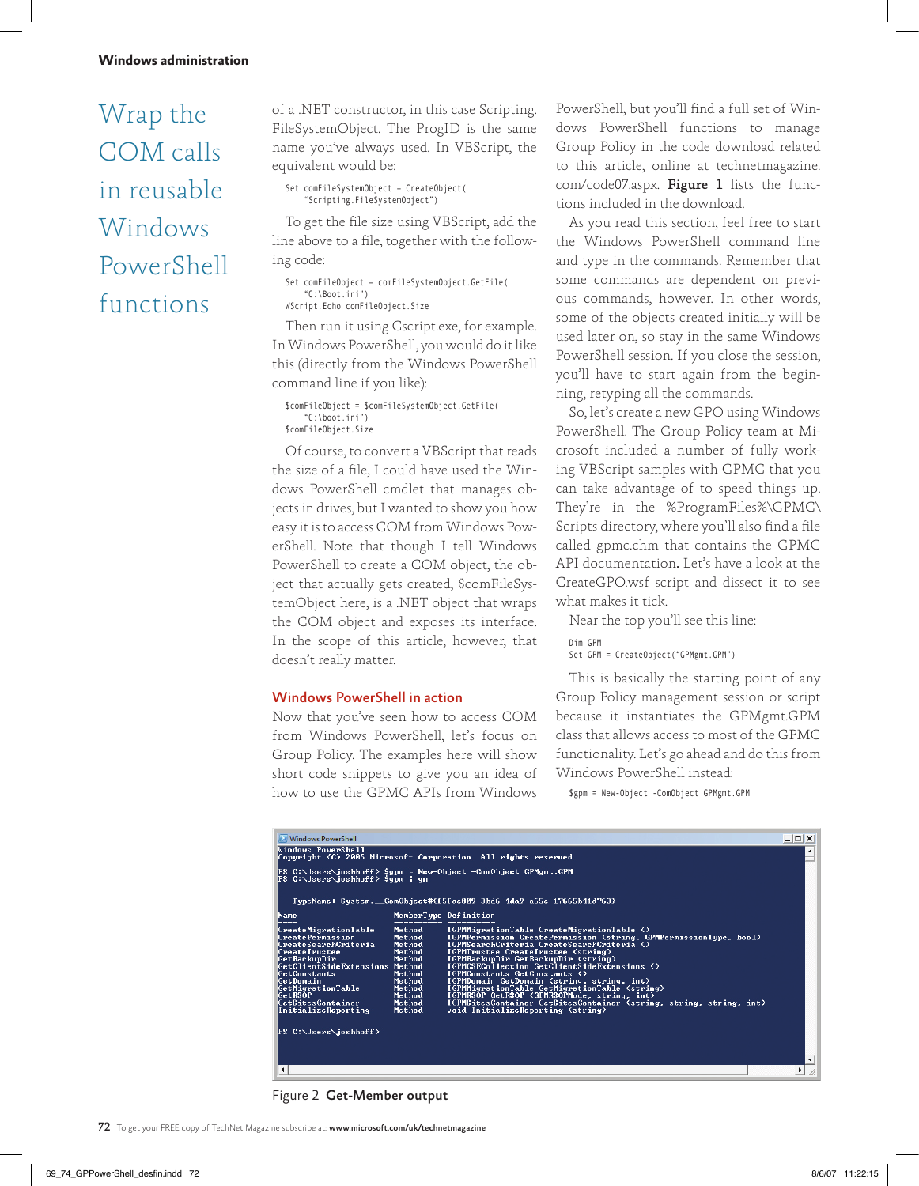## Wrap the COM calls in reusable Windows PowerShell functions

of a .NET constructor, in this case Scripting.FileSystemObject. The ProgID is the same name you've always used. In VBScript, the equivalent would be:

```
Set comFileSystemObject = CreateObject(
    "Scripting.FileSystemObject")
```

To get the file size using VBScript, add the line above to a file, together with the following code:

```
Set comFileObject = comFileSystemObject.GetFile(
    "C:\Boot.ini")
WScript.Echo comFileObject.Size
```

Then run it using Cscript.exe, for example. In Windows PowerShell, you would do it like this (directly from the Windows PowerShell command line if you like):

```
$comFileObject = $comFileSystemObject.GetFile(
    "C:\boot.ini")
$comFileObject.Size
```

Of course, to convert a VBScript that reads the size of a file, I could have used the Windows PowerShell cmdlet that manages objects in drives, but I wanted to show you how easy it is to access COM from Windows PowerShell. Note that though I tell Windows PowerShell to create a COM object, the object that actually gets created, $comFileSystemObject here, is a .NET object that wraps the COM object and exposes its interface. In the scope of this article, however, that doesn't really matter.

### Windows PowerShell in action

Now that you've seen how to access COM from Windows PowerShell, let's focus on Group Policy. The examples here will show short code snippets to give you an idea of how to use the GPMC APIs from Windows PowerShell, but you'll find a full set of Windows PowerShell functions to manage Group Policy in the code download related to this article, online at technetmagazine.com/code07.aspx. **Figure 1** lists the functions included in the download.

As you read this section, feel free to start the Windows PowerShell command line and type in the commands. Remember that some commands are dependent on previous commands, however. In other words, some of the objects created initially will be used later on, so stay in the same Windows PowerShell session. If you close the session, you'll have to start again from the beginning, retyping all the commands.

So, let's create a new GPO using Windows PowerShell. The Group Policy team at Microsoft included a number of fully working VBScript samples with GPMC that you can take advantage of to speed things up. They're in the %ProgramFiles%\GPMC\Scripts directory, where you'll also find a file called gpmc.chm that contains the GPMC API documentation. Let's have a look at the CreateGPO.wsf script and dissect it to see what makes it tick.

Near the top you'll see this line:

```
Dim GPM
Set GPM = CreateObject("GPMgmt.GPM")
```

This is basically the starting point of any Group Policy management session or script because it instantiates the GPMgmt.GPM class that allows access to most of the GPMC functionality. Let's go ahead and do this from Windows PowerShell instead:

```
$gpm = New-Object -ComObject GPMgmt.GPM
```

```
Windows PowerShell
Copyright (C) 2006 Microsoft Corporation. All rights reserved.

PS C:\Users\joshhoff> $gpm = New-Object -ComObject GPMgmt.GPM
PS C:\Users\joshhoff> $gpm | gm

   TypeName: System.__ComObject#{f5fae809-3bd6-4da9-a65e-17665b41d763}

Name                      MemberType Definition
----                      ---------- ----------
CreateMigrationTable      Method     IGPMMigrationTable CreateMigrationTable ()
CreatePermission          Method     IGPMPermission CreatePermission (string, GPMPermissionType, bool)
CreateSearchCriteria      Method     IGPMSearchCriteria CreateSearchCriteria ()
CreateTrustee             Method     IGPMTrustee CreateTrustee (string)
GetBackupDir              Method     IGPMBackupDir GetBackupDir (string)
GetClientSideExtensions   Method     IGPMCSECollection GetClientSideExtensions ()
GetConstants              Method     IGPMConstants GetConstants ()
GetDomain                 Method     IGPMDomain GetDomain (string, string, int)
GetMigrationTable         Method     IGPMMigrationTable GetMigrationTable (string)
GetRSOP                   Method     IGPMRSOP GetRSOP (GPMRSOPMode, string, int)
GetSitesContainer         Method     IGPMSitesContainer GetSitesContainer (string, string, string, int)
InitializeReporting       Method     void InitializeReporting (string)

PS C:\Users\joshhoff>
```

Figure 2 **Get-Member output**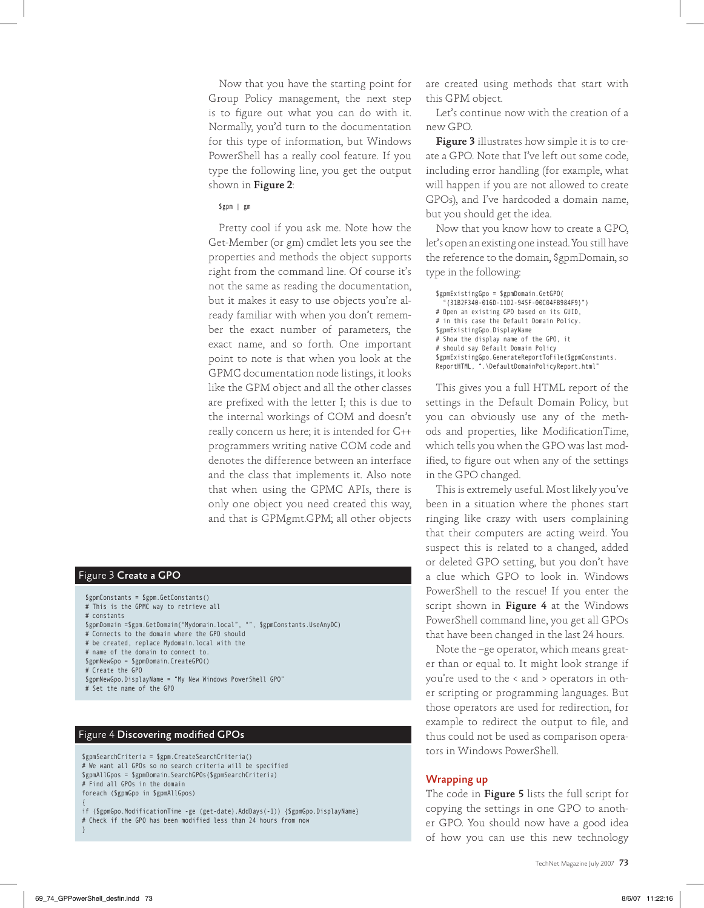Now that you have the starting point for Group Policy management, the next step is to figure out what you can do with it. Normally, you'd turn to the documentation for this type of information, but Windows PowerShell has a really cool feature. If you type the following line, you get the output shown in **Figure 2**:

```
$gpm | gm
```

Pretty cool if you ask me. Note how the Get-Member (or gm) cmdlet lets you see the properties and methods the object supports right from the command line. Of course it's not the same as reading the documentation, but it makes it easy to use objects you're already familiar with when you don't remember the exact number of parameters, the exact name, and so forth. One important point to note is that when you look at the GPMC documentation node listings, it looks like the GPM object and all the other classes are prefixed with the letter I; this is due to the internal workings of COM and doesn't really concern us here; it is intended for C++ programmers writing native COM code and denotes the difference between an interface and the class that implements it. Also note that when using the GPMC APIs, there is only one object you need created this way, and that is GPMgmt.GPM; all other objects are created using methods that start with this GPM object.

Let's continue now with the creation of a new GPO.

**Figure 3** illustrates how simple it is to create a GPO. Note that I've left out some code, including error handling (for example, what will happen if you are not allowed to create GPOs), and I've hardcoded a domain name, but you should get the idea.

Now that you know how to create a GPO, let's open an existing one instead. You still have the reference to the domain, $gpmDomain, so type in the following:

```
$gpmExistingGpo = $gpmDomain.GetGPO(
  "{31B2F340-016D-11D2-945F-00C04FB984F9}")
# Open an existing GPO based on its GUID,
# in this case the Default Domain Policy.
$gpmExistingGpo.DisplayName
# Show the display name of the GPO, it
# should say Default Domain Policy
$gpmExistingGpo.GenerateReportToFile($gpmConstants.
ReportHTML, ".\DefaultDomainPolicyReport.html"
```

This gives you a full HTML report of the settings in the Default Domain Policy, but you can obviously use any of the methods and properties, like ModificationTime, which tells you when the GPO was last modified, to figure out when any of the settings in the GPO changed.

This is extremely useful. Most likely you've been in a situation where the phones start ringing like crazy with users complaining that their computers are acting weird. You suspect this is related to a changed, added or deleted GPO setting, but you don't have a clue which GPO to look in. Windows PowerShell to the rescue! If you enter the script shown in **Figure 4** at the Windows PowerShell command line, you get all GPOs that have been changed in the last 24 hours.

Note the –ge operator, which means greater than or equal to. It might look strange if you're used to the < and > operators in other scripting or programming languages. But those operators are used for redirection, for example to redirect the output to file, and thus could not be used as comparison operators in Windows PowerShell.

### Wrapping up

The code in **Figure 5** lists the full script for copying the settings in one GPO to another GPO. You should now have a good idea of how you can use this new technology

**Figure 3 Create a GPO**

```
$gpmConstants = $gpm.GetConstants()
# This is the GPMC way to retrieve all
# constants
$gpmDomain =$gpm.GetDomain("Mydomain.local", "", $gpmConstants.UseAnyDC)
# Connects to the domain where the GPO should
# be created, replace Mydomain.local with the
# name of the domain to connect to.
$gpmNewGpo = $gpmDomain.CreateGPO()
# Create the GPO
$gpmNewGpo.DisplayName = "My New Windows PowerShell GPO"
# Set the name of the GPO
```

**Figure 4 Discovering modified GPOs**

```
$gpmSearchCriteria = $gpm.CreateSearchCriteria()
# We want all GPOs so no search criteria will be specified
$gpmAllGpos = $gpmDomain.SearchGPOs($gpmSearchCriteria)
# Find all GPOs in the domain
foreach ($gpmGpo in $gpmAllGpos)
{
if ($gpmGpo.ModificationTime -ge (get-date).AddDays(-1)) {$gpmGpo.DisplayName}
# Check if the GPO has been modified less than 24 hours from now
}
```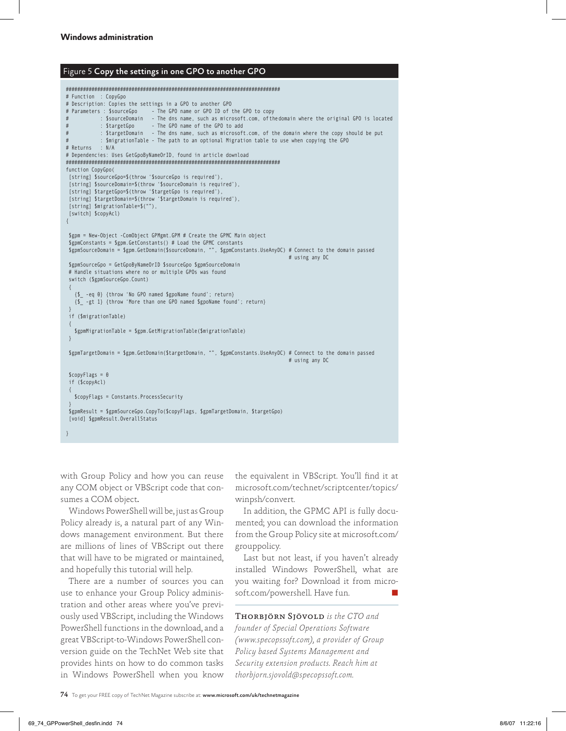Figure 5 **Copy the settings in one GPO to another GPO**

```
###########################################################################
# Function   : CopyGpo
# Description: Copies the settings in a GPO to another GPO
# Parameters : $sourceGpo     - The GPO name or GPO ID of the GPO to copy
#            : $sourceDomain   - The dns name, such as microsoft.com, of thedomain where the original GPO is located
#            : $targetGpo      - The GPO name of the GPO to add
#            : $targetDomain   - The dns name, such as microsoft.com, of the domain where the copy should be put
#            : $migrationTable - The path to an optional Migration table to use when copying the GPO
# Returns    : N/A
# Dependencies: Uses GetGpoByNameOrID, found in article download
###########################################################################
function CopyGpo(
 [string] $sourceGpo=$(throw '$sourceGpo is required'),
 [string] $sourceDomain=$(throw '$sourceDomain is required'),
 [string] $targetGpo=$(throw '$targetGpo is required'),
 [string] $targetDomain=$(throw '$targetDomain is required'),
 [string] $migrationTable=$(""),
 [switch] $copyAcl)
{

 $gpm = New-Object -ComObject GPMgmt.GPM # Create the GPMC Main object
 $gpmConstants = $gpm.GetConstants() # Load the GPMC constants
 $gpmSourceDomain = $gpm.GetDomain($sourceDomain, "", $gpmConstants.UseAnyDC) # Connect to the domain passed
                                                                              # using any DC
 $gpmSourceGpo = GetGpoByNameOrID $sourceGpo $gpmSourceDomain
 # Handle situations where no or multiple GPOs was found
 switch ($gpmSourceGpo.Count)
 {
   {$_ -eq 0} {throw 'No GPO named $gpoName found'; return}
   {$_ -gt 1} {throw 'More than one GPO named $gpoName found'; return}
 }
 if ($migrationTable)
 {
   $gpmMigrationTable = $gpm.GetMigrationTable($migrationTable)
 }

 $gpmTargetDomain = $gpm.GetDomain($targetDomain, "", $gpmConstants.UseAnyDC) # Connect to the domain passed
                                                                              # using any DC

 $copyFlags = 0
 if ($copyAcl)
 {
   $copyFlags = Constants.ProcessSecurity
 }
 $gpmResult = $gpmSourceGpo.CopyTo($copyFlags, $gpmTargetDomain, $targetGpo)
 [void] $gpmResult.OverallStatus

}
```

with Group Policy and how you can reuse any COM object or VBScript code that consumes a COM object.

Windows PowerShell will be, just as Group Policy already is, a natural part of any Windows management environment. But there are millions of lines of VBScript out there that will have to be migrated or maintained, and hopefully this tutorial will help.

There are a number of sources you can use to enhance your Group Policy administration and other areas where you've previously used VBScript, including the Windows PowerShell functions in the download, and a great VBScript-to-Windows PowerShell conversion guide on the TechNet Web site that provides hints on how to do common tasks in Windows PowerShell when you know the equivalent in VBScript. You'll find it at microsoft.com/technet/scriptcenter/topics/winpsh/convert.

In addition, the GPMC API is fully documented; you can download the information from the Group Policy site at microsoft.com/grouppolicy.

Last but not least, if you haven't already installed Windows PowerShell, what are you waiting for? Download it from microsoft.com/powershell. Have fun.

**Thorbjörn Sjövold** *is the CTO and founder of Special Operations Software (www.specopssoft.com), a provider of Group Policy based Systems Management and Security extension products. Reach him at thorbjorn.sjovold@specopssoft.com.*